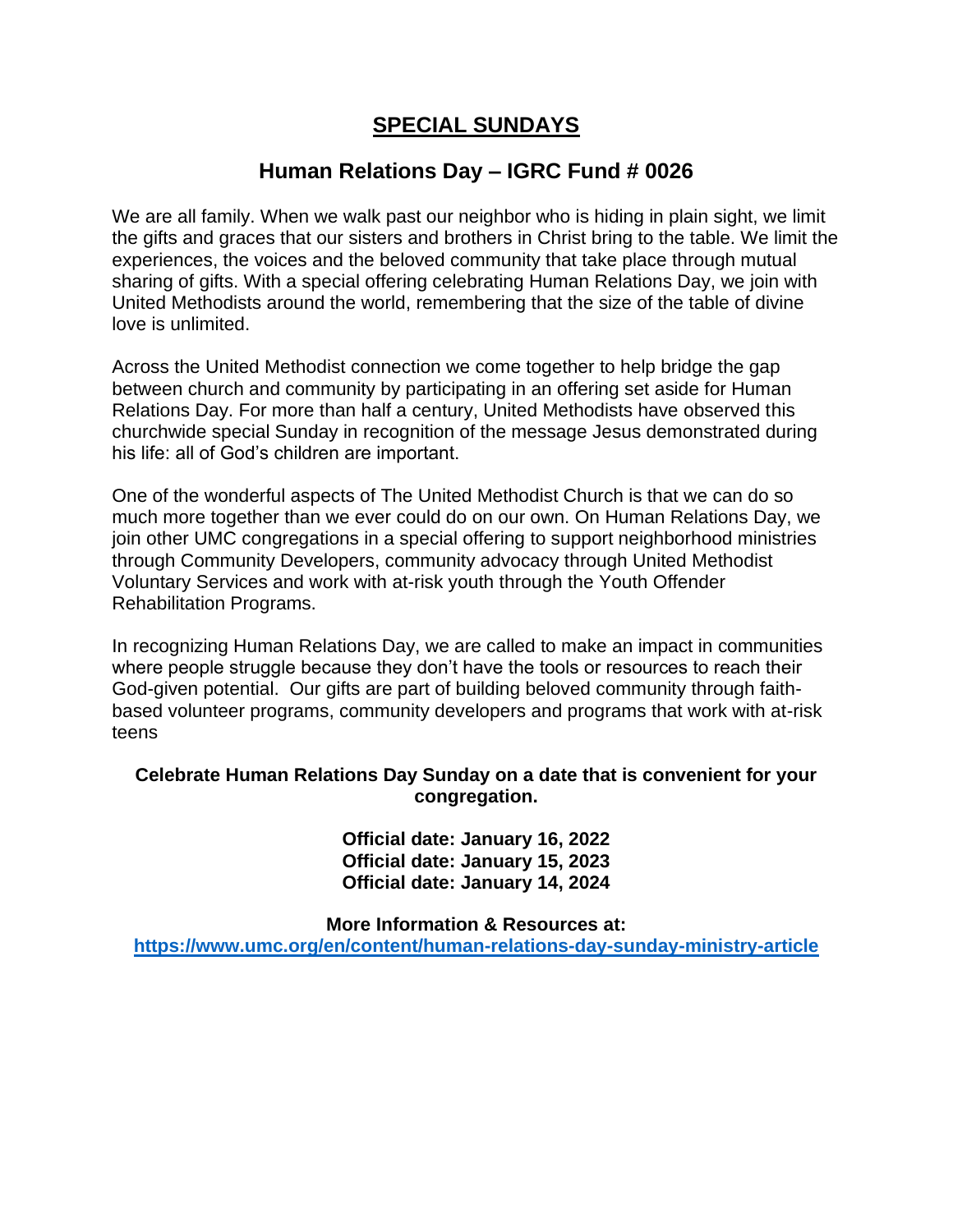# SPECIAL SUNDAYS

## Human Relations Day – IGRC Fund # 0026

We are all family. When we walk past our neighbor who is hiding in plain sight, we limit the gifts and graces that our sisters and brothers in Christ bring to the table. We limit the experiences, the voices and the beloved community that take place through mutual sharing of gifts. With a special offering celebrating Human Relations Day, we join with United Methodists around the world, remembering that the size of the table of divine love is unlimited.

Across the United Methodist connection we come together to help bridge the gap between church and community by participating in an offering set aside for Human Relations Day. For more than half a century, United Methodists have observed this churchwide special Sunday in recognition of the message Jesus demonstrated during his life: all of God's children are important.

One of the wonderful aspects of The United Methodist Church is that we can do so much more together than we ever could do on our own. On Human Relations Day, we join other UMC congregations in a special offering to support neighborhood ministries through Community Developers, community advocacy through United Methodist Voluntary Services and work with at-risk youth through the Youth Offender Rehabilitation Programs.

In recognizing Human Relations Day, we are called to make an impact in communities where people struggle because they don't have the tools or resources to reach their God-given potential. Our gifts are part of building beloved community through faith-based volunteer programs, community developers and programs that work with at-risk teens

**Celebrate Human Relations Day Sunday on a date that is convenient for your congregation.**

**Official date: January 16, 2022**
**Official date: January 15, 2023**
**Official date: January 14, 2024**

**More Information & Resources at:**
**https://www.umc.org/en/content/human-relations-day-sunday-ministry-article**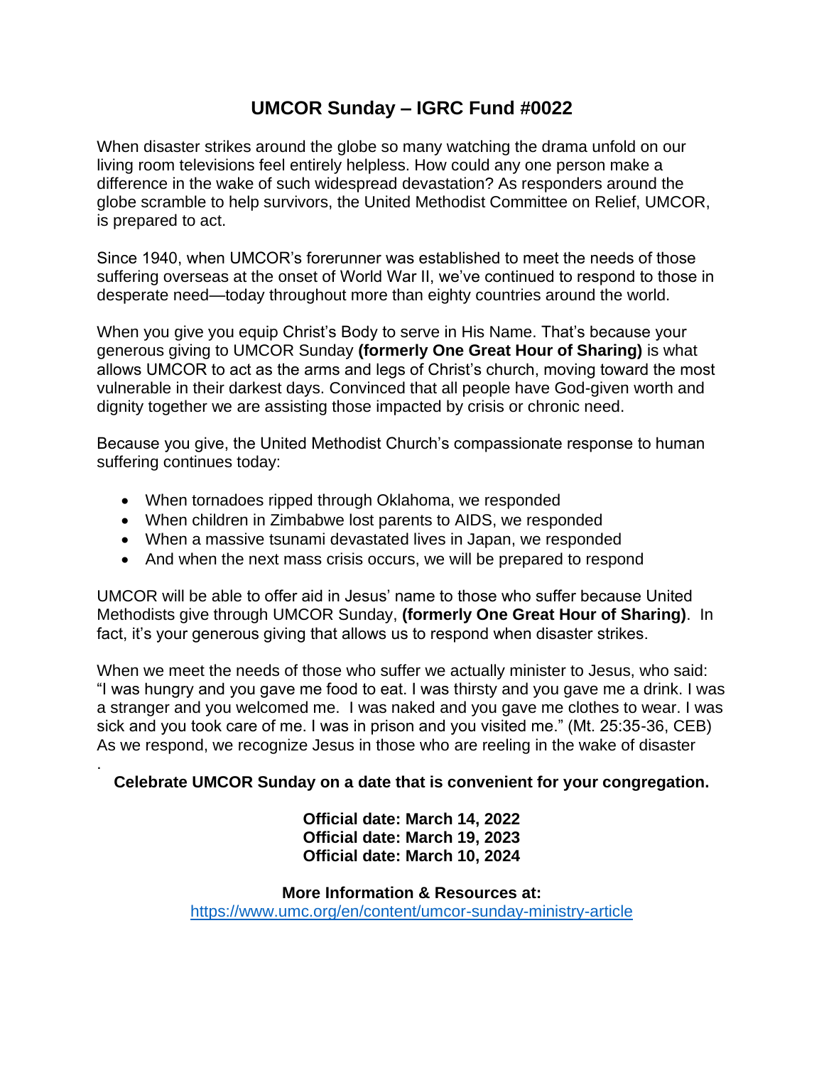# UMCOR Sunday – IGRC Fund #0022

When disaster strikes around the globe so many watching the drama unfold on our living room televisions feel entirely helpless. How could any one person make a difference in the wake of such widespread devastation? As responders around the globe scramble to help survivors, the United Methodist Committee on Relief, UMCOR, is prepared to act.

Since 1940, when UMCOR's forerunner was established to meet the needs of those suffering overseas at the onset of World War II, we've continued to respond to those in desperate need—today throughout more than eighty countries around the world.

When you give you equip Christ's Body to serve in His Name. That's because your generous giving to UMCOR Sunday **(formerly One Great Hour of Sharing)** is what allows UMCOR to act as the arms and legs of Christ's church, moving toward the most vulnerable in their darkest days. Convinced that all people have God-given worth and dignity together we are assisting those impacted by crisis or chronic need.

Because you give, the United Methodist Church's compassionate response to human suffering continues today:

- When tornadoes ripped through Oklahoma, we responded
- When children in Zimbabwe lost parents to AIDS, we responded
- When a massive tsunami devastated lives in Japan, we responded
- And when the next mass crisis occurs, we will be prepared to respond

UMCOR will be able to offer aid in Jesus' name to those who suffer because United Methodists give through UMCOR Sunday, **(formerly One Great Hour of Sharing)**. In fact, it's your generous giving that allows us to respond when disaster strikes.

When we meet the needs of those who suffer we actually minister to Jesus, who said: "I was hungry and you gave me food to eat. I was thirsty and you gave me a drink. I was a stranger and you welcomed me. I was naked and you gave me clothes to wear. I was sick and you took care of me. I was in prison and you visited me." (Mt. 25:35-36, CEB) As we respond, we recognize Jesus in those who are reeling in the wake of disaster
.

**Celebrate UMCOR Sunday on a date that is convenient for your congregation.**

**Official date: March 14, 2022**
**Official date: March 19, 2023**
**Official date: March 10, 2024**

**More Information & Resources at:**
https://www.umc.org/en/content/umcor-sunday-ministry-article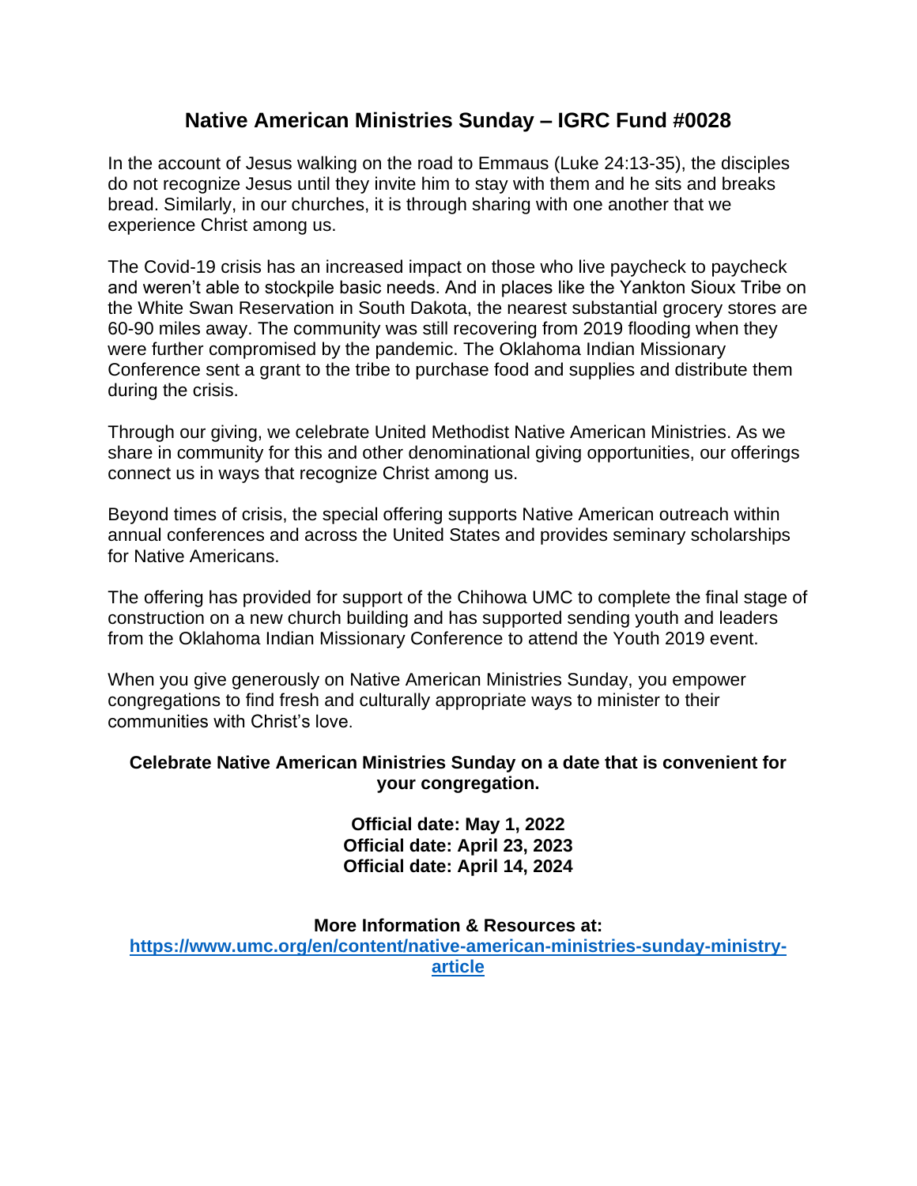# Native American Ministries Sunday – IGRC Fund #0028

In the account of Jesus walking on the road to Emmaus (Luke 24:13-35), the disciples do not recognize Jesus until they invite him to stay with them and he sits and breaks bread. Similarly, in our churches, it is through sharing with one another that we experience Christ among us.

The Covid-19 crisis has an increased impact on those who live paycheck to paycheck and weren't able to stockpile basic needs. And in places like the Yankton Sioux Tribe on the White Swan Reservation in South Dakota, the nearest substantial grocery stores are 60-90 miles away. The community was still recovering from 2019 flooding when they were further compromised by the pandemic. The Oklahoma Indian Missionary Conference sent a grant to the tribe to purchase food and supplies and distribute them during the crisis.

Through our giving, we celebrate United Methodist Native American Ministries. As we share in community for this and other denominational giving opportunities, our offerings connect us in ways that recognize Christ among us.

Beyond times of crisis, the special offering supports Native American outreach within annual conferences and across the United States and provides seminary scholarships for Native Americans.

The offering has provided for support of the Chihowa UMC to complete the final stage of construction on a new church building and has supported sending youth and leaders from the Oklahoma Indian Missionary Conference to attend the Youth 2019 event.

When you give generously on Native American Ministries Sunday, you empower congregations to find fresh and culturally appropriate ways to minister to their communities with Christ's love.

**Celebrate Native American Ministries Sunday on a date that is convenient for your congregation.**

**Official date: May 1, 2022**
**Official date: April 23, 2023**
**Official date: April 14, 2024**

**More Information & Resources at:**
**[https://www.umc.org/en/content/native-american-ministries-sunday-ministry-article](https://www.umc.org/en/content/native-american-ministries-sunday-ministry-article)**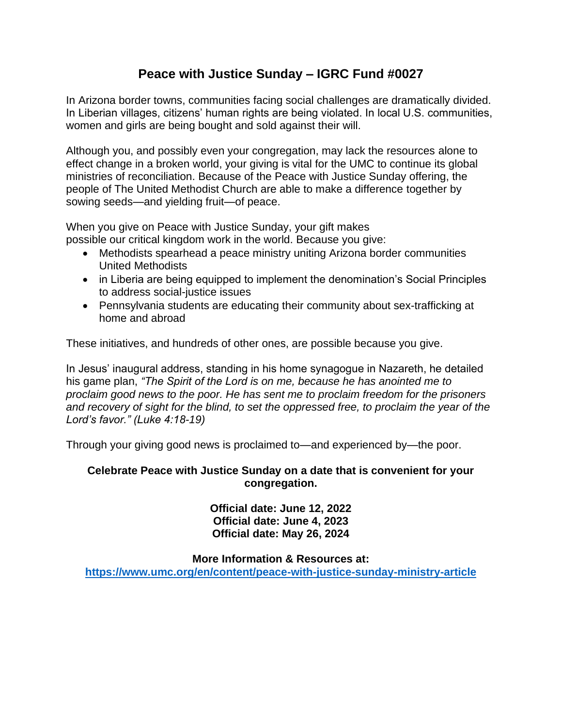# Peace with Justice Sunday – IGRC Fund #0027

In Arizona border towns, communities facing social challenges are dramatically divided. In Liberian villages, citizens' human rights are being violated. In local U.S. communities, women and girls are being bought and sold against their will.

Although you, and possibly even your congregation, may lack the resources alone to effect change in a broken world, your giving is vital for the UMC to continue its global ministries of reconciliation. Because of the Peace with Justice Sunday offering, the people of The United Methodist Church are able to make a difference together by sowing seeds—and yielding fruit—of peace.

When you give on Peace with Justice Sunday, your gift makes possible our critical kingdom work in the world. Because you give:

- Methodists spearhead a peace ministry uniting Arizona border communities United Methodists
- in Liberia are being equipped to implement the denomination's Social Principles to address social-justice issues
- Pennsylvania students are educating their community about sex-trafficking at home and abroad

These initiatives, and hundreds of other ones, are possible because you give.

In Jesus' inaugural address, standing in his home synagogue in Nazareth, he detailed his game plan, *"The Spirit of the Lord is on me, because he has anointed me to proclaim good news to the poor. He has sent me to proclaim freedom for the prisoners and recovery of sight for the blind, to set the oppressed free, to proclaim the year of the Lord's favor." (Luke 4:18-19)*

Through your giving good news is proclaimed to—and experienced by—the poor.

**Celebrate Peace with Justice Sunday on a date that is convenient for your congregation.**

**Official date: June 12, 2022**
**Official date: June 4, 2023**
**Official date: May 26, 2024**

**More Information & Resources at:**
**https://www.umc.org/en/content/peace-with-justice-sunday-ministry-article**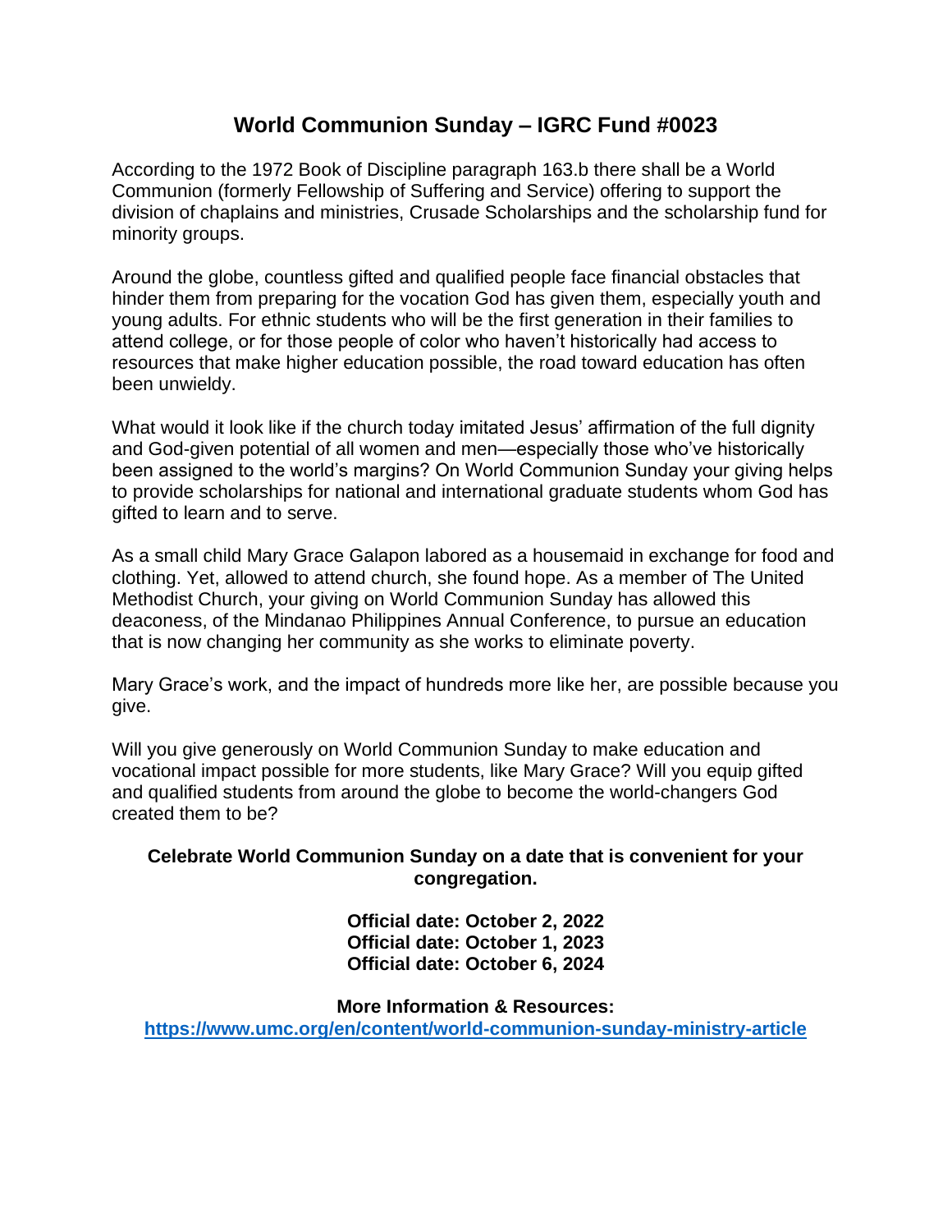# World Communion Sunday – IGRC Fund #0023

According to the 1972 Book of Discipline paragraph 163.b there shall be a World Communion (formerly Fellowship of Suffering and Service) offering to support the division of chaplains and ministries, Crusade Scholarships and the scholarship fund for minority groups.

Around the globe, countless gifted and qualified people face financial obstacles that hinder them from preparing for the vocation God has given them, especially youth and young adults. For ethnic students who will be the first generation in their families to attend college, or for those people of color who haven't historically had access to resources that make higher education possible, the road toward education has often been unwieldy.

What would it look like if the church today imitated Jesus' affirmation of the full dignity and God-given potential of all women and men—especially those who've historically been assigned to the world's margins? On World Communion Sunday your giving helps to provide scholarships for national and international graduate students whom God has gifted to learn and to serve.

As a small child Mary Grace Galapon labored as a housemaid in exchange for food and clothing. Yet, allowed to attend church, she found hope. As a member of The United Methodist Church, your giving on World Communion Sunday has allowed this deaconess, of the Mindanao Philippines Annual Conference, to pursue an education that is now changing her community as she works to eliminate poverty.

Mary Grace's work, and the impact of hundreds more like her, are possible because you give.

Will you give generously on World Communion Sunday to make education and vocational impact possible for more students, like Mary Grace? Will you equip gifted and qualified students from around the globe to become the world-changers God created them to be?

**Celebrate World Communion Sunday on a date that is convenient for your congregation.**

**Official date: October 2, 2022**
**Official date: October 1, 2023**
**Official date: October 6, 2024**

**More Information & Resources:**
**https://www.umc.org/en/content/world-communion-sunday-ministry-article**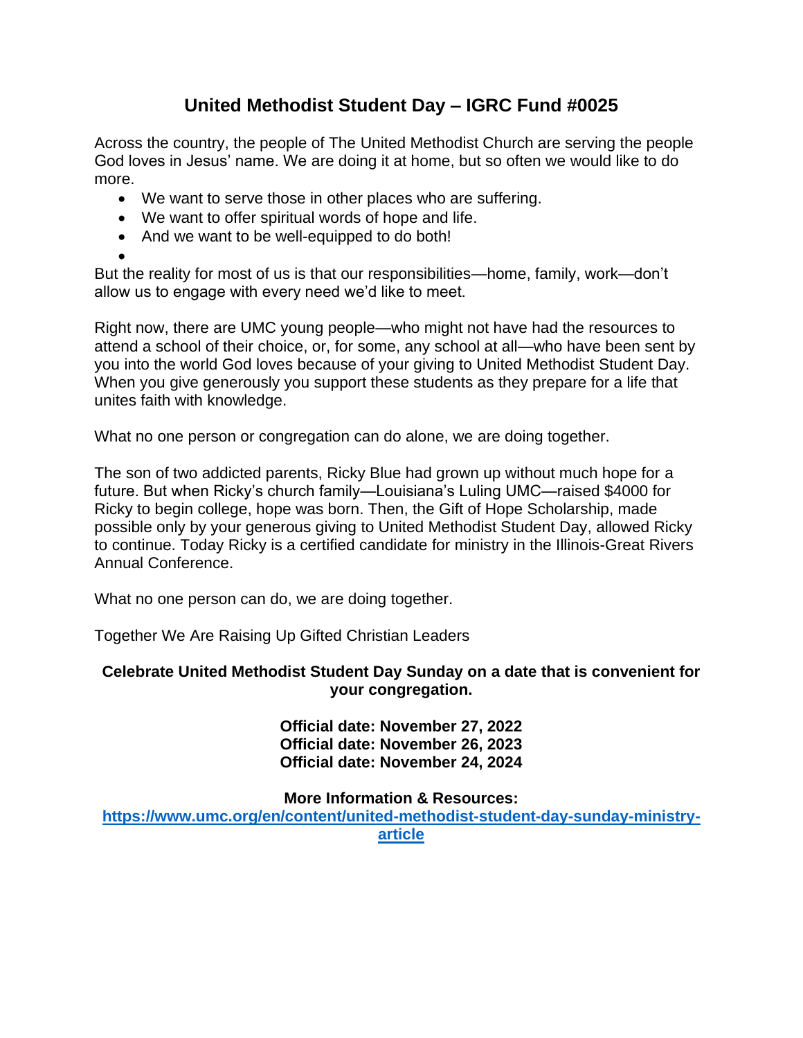## United Methodist Student Day – IGRC Fund #0025

Across the country, the people of The United Methodist Church are serving the people God loves in Jesus' name. We are doing it at home, but so often we would like to do more.

- We want to serve those in other places who are suffering.
- We want to offer spiritual words of hope and life.
- And we want to be well-equipped to do both!

But the reality for most of us is that our responsibilities—home, family, work—don't allow us to engage with every need we'd like to meet.

Right now, there are UMC young people—who might not have had the resources to attend a school of their choice, or, for some, any school at all—who have been sent by you into the world God loves because of your giving to United Methodist Student Day. When you give generously you support these students as they prepare for a life that unites faith with knowledge.

What no one person or congregation can do alone, we are doing together.

The son of two addicted parents, Ricky Blue had grown up without much hope for a future. But when Ricky's church family—Louisiana's Luling UMC—raised $4000 for Ricky to begin college, hope was born. Then, the Gift of Hope Scholarship, made possible only by your generous giving to United Methodist Student Day, allowed Ricky to continue. Today Ricky is a certified candidate for ministry in the Illinois-Great Rivers Annual Conference.

What no one person can do, we are doing together.

Together We Are Raising Up Gifted Christian Leaders

**Celebrate United Methodist Student Day Sunday on a date that is convenient for your congregation.**

**Official date: November 27, 2022**
**Official date: November 26, 2023**
**Official date: November 24, 2024**

**More Information & Resources:**
**https://www.umc.org/en/content/united-methodist-student-day-sunday-ministry-article**